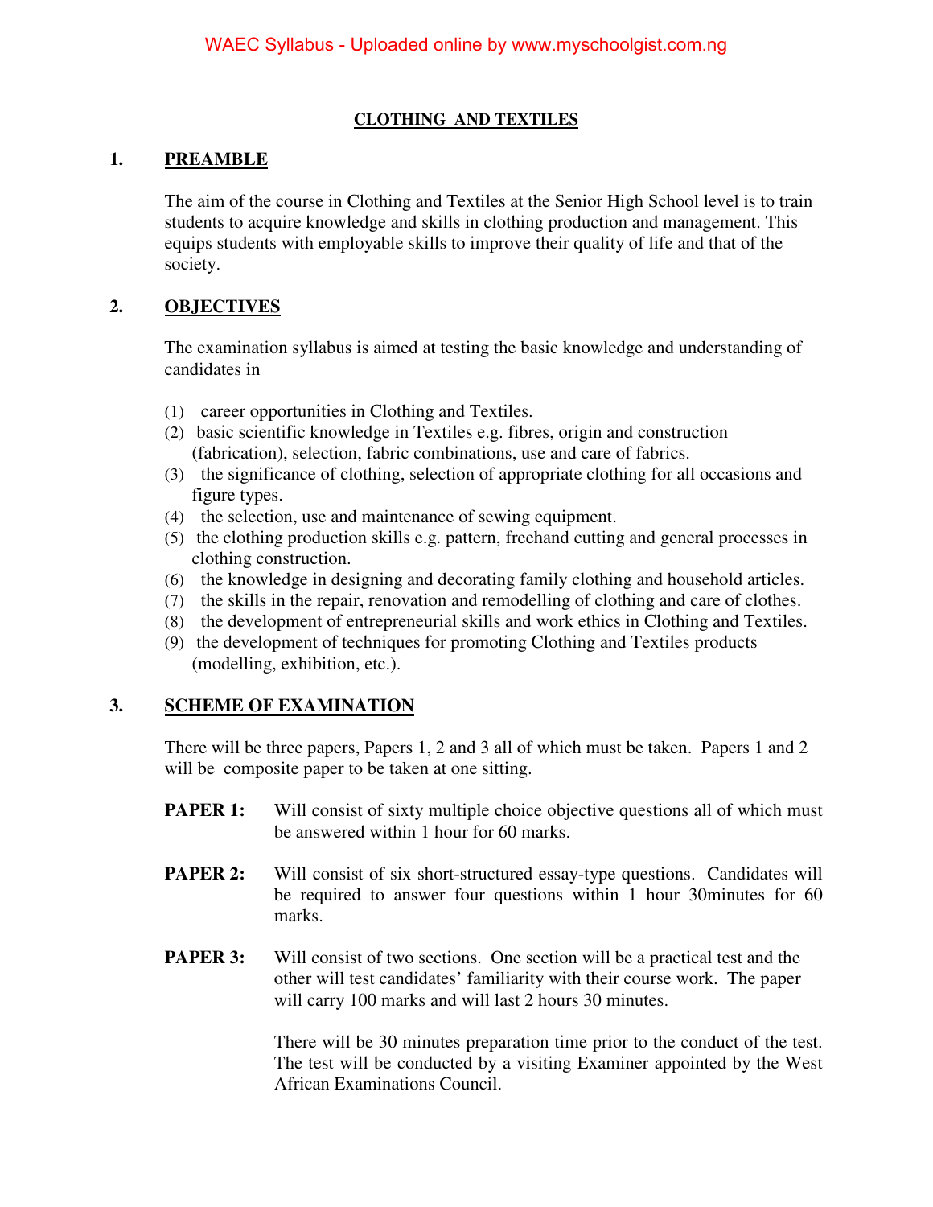# CLOTHING AND TEXTILES

## 1. PREAMBLE

The aim of the course in Clothing and Textiles at the Senior High School level is to train students to acquire knowledge and skills in clothing production and management. This equips students with employable skills to improve their quality of life and that of the society.

## 2. OBJECTIVES

The examination syllabus is aimed at testing the basic knowledge and understanding of candidates in

(1) career opportunities in Clothing and Textiles.
(2) basic scientific knowledge in Textiles e.g. fibres, origin and construction (fabrication), selection, fabric combinations, use and care of fabrics.
(3) the significance of clothing, selection of appropriate clothing for all occasions and figure types.
(4) the selection, use and maintenance of sewing equipment.
(5) the clothing production skills e.g. pattern, freehand cutting and general processes in clothing construction.
(6) the knowledge in designing and decorating family clothing and household articles.
(7) the skills in the repair, renovation and remodelling of clothing and care of clothes.
(8) the development of entrepreneurial skills and work ethics in Clothing and Textiles.
(9) the development of techniques for promoting Clothing and Textiles products (modelling, exhibition, etc.).

## 3. SCHEME OF EXAMINATION

There will be three papers, Papers 1, 2 and 3 all of which must be taken. Papers 1 and 2 will be composite paper to be taken at one sitting.

**PAPER 1:** Will consist of sixty multiple choice objective questions all of which must be answered within 1 hour for 60 marks.

**PAPER 2:** Will consist of six short-structured essay-type questions. Candidates will be required to answer four questions within 1 hour 30minutes for 60 marks.

**PAPER 3:** Will consist of two sections. One section will be a practical test and the other will test candidates' familiarity with their course work. The paper will carry 100 marks and will last 2 hours 30 minutes.

There will be 30 minutes preparation time prior to the conduct of the test. The test will be conducted by a visiting Examiner appointed by the West African Examinations Council.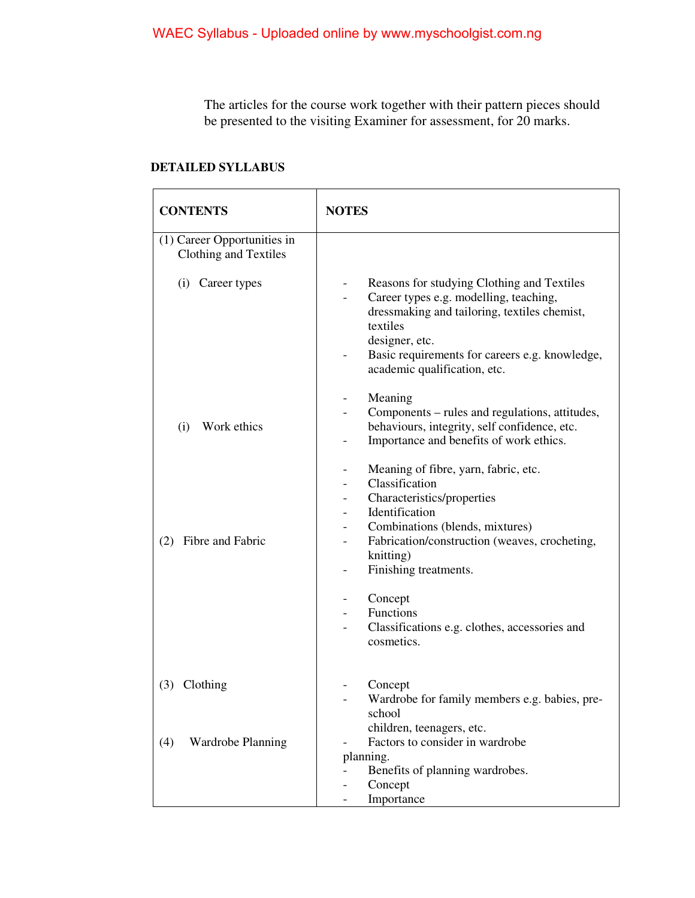The articles for the course work together with their pattern pieces should be presented to the visiting Examiner for assessment, for 20 marks.

**DETAILED SYLLABUS**

| **CONTENTS** | **NOTES** |
|---|---|
| (1) Career Opportunities in Clothing and Textiles | |
| (i) Career types | - Reasons for studying Clothing and Textiles<br>- Career types e.g. modelling, teaching, dressmaking and tailoring, textiles chemist, textiles designer, etc.<br>- Basic requirements for careers e.g. knowledge, academic qualification, etc. |
| (i) Work ethics | - Meaning<br>- Components – rules and regulations, attitudes, behaviours, integrity, self confidence, etc.<br>- Importance and benefits of work ethics. |
| (2) Fibre and Fabric | - Meaning of fibre, yarn, fabric, etc.<br>- Classification<br>- Characteristics/properties<br>- Identification<br>- Combinations (blends, mixtures)<br>- Fabrication/construction (weaves, crocheting, knitting)<br>- Finishing treatments. |
| (3) Clothing | - Concept<br>- Functions<br>- Classifications e.g. clothes, accessories and cosmetics. |
| (4) Wardrobe Planning | - Concept<br>- Wardrobe for family members e.g. babies, pre-school children, teenagers, etc.<br>- Factors to consider in wardrobe planning.<br>- Benefits of planning wardrobes.<br>- Concept<br>- Importance |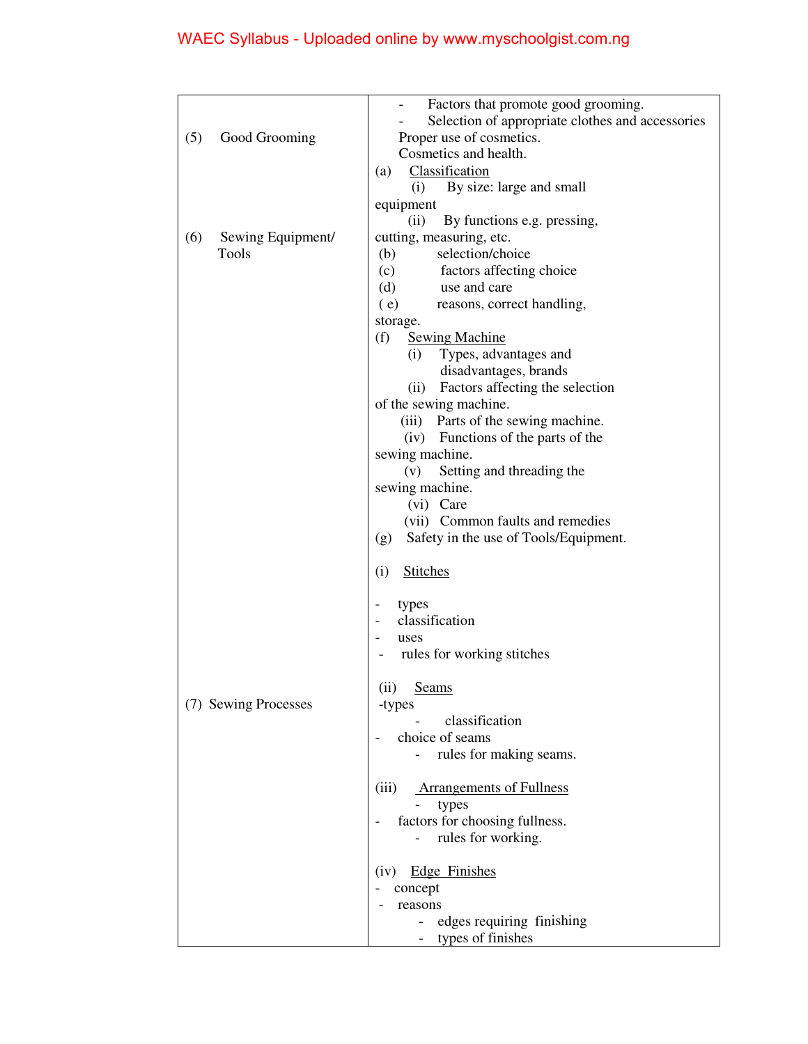| | |
|---|---|
| (5) Good Grooming | - Factors that promote good grooming.<br>- Selection of appropriate clothes and accessories<br>Proper use of cosmetics.<br>Cosmetics and health. |
| (6) Sewing Equipment/ Tools | (a) Classification<br>(i) By size: large and small equipment<br>(ii) By functions e.g. pressing, cutting, measuring, etc.<br>(b) selection/choice<br>(c) factors affecting choice<br>(d) use and care<br>( e) reasons, correct handling, storage.<br>(f) Sewing Machine<br>(i) Types, advantages and disadvantages, brands<br>(ii) Factors affecting the selection of the sewing machine.<br>(iii) Parts of the sewing machine.<br>(iv) Functions of the parts of the sewing machine.<br>(v) Setting and threading the sewing machine.<br>(vi) Care<br>(vii) Common faults and remedies<br>(g) Safety in the use of Tools/Equipment. |
| (7) Sewing Processes | (i) Stitches<br>- types<br>- classification<br>- uses<br>- rules for working stitches<br><br>(ii) Seams<br>-types<br>- classification<br>- choice of seams<br>- rules for making seams.<br><br>(iii) Arrangements of Fullness<br>- types<br>- factors for choosing fullness.<br>- rules for working.<br><br>(iv) Edge Finishes<br>- concept<br>- reasons<br>- edges requiring finishing<br>- types of finishes |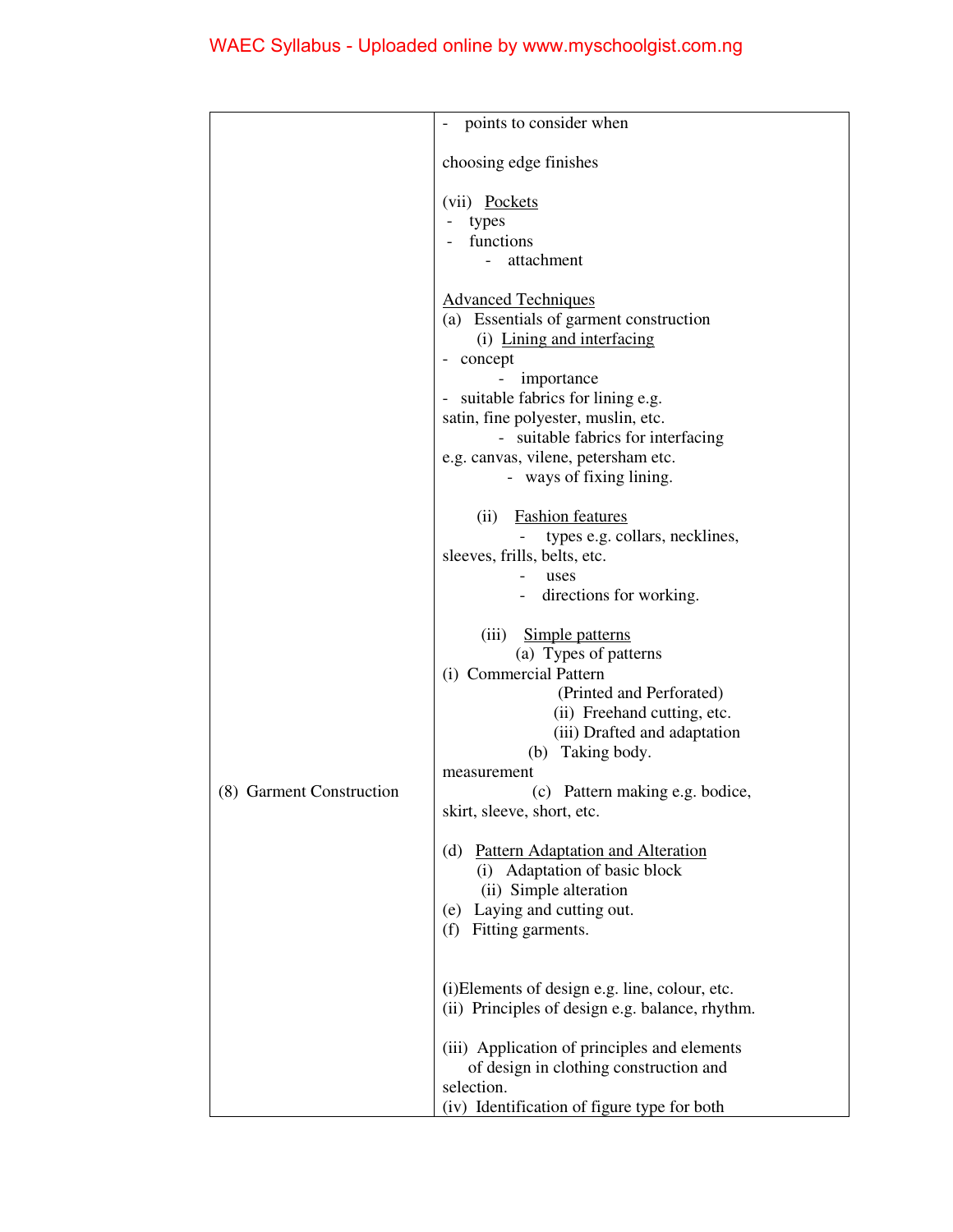| | |
|---|---|
| (8) Garment Construction | - points to consider when choosing edge finishes<br><br>(vii) Pockets<br>- types<br>- functions<br>- attachment<br><br>Advanced Techniques<br>(a) Essentials of garment construction<br>(i) Lining and interfacing<br>- concept<br>- importance<br>- suitable fabrics for lining e.g. satin, fine polyester, muslin, etc.<br>- suitable fabrics for interfacing e.g. canvas, vilene, petersham etc.<br>- ways of fixing lining.<br><br>(ii) Fashion features<br>- types e.g. collars, necklines, sleeves, frills, belts, etc.<br>- uses<br>- directions for working.<br><br>(iii) Simple patterns<br>(a) Types of patterns<br>(i) Commercial Pattern (Printed and Perforated)<br>(ii) Freehand cutting, etc.<br>(iii) Drafted and adaptation<br>(b) Taking body. measurement<br>(c) Pattern making e.g. bodice, skirt, sleeve, short, etc.<br><br>(d) Pattern Adaptation and Alteration<br>(i) Adaptation of basic block<br>(ii) Simple alteration<br>(e) Laying and cutting out.<br>(f) Fitting garments.<br><br>(i)Elements of design e.g. line, colour, etc.<br>(ii) Principles of design e.g. balance, rhythm.<br><br>(iii) Application of principles and elements of design in clothing construction and selection.<br>(iv) Identification of figure type for both |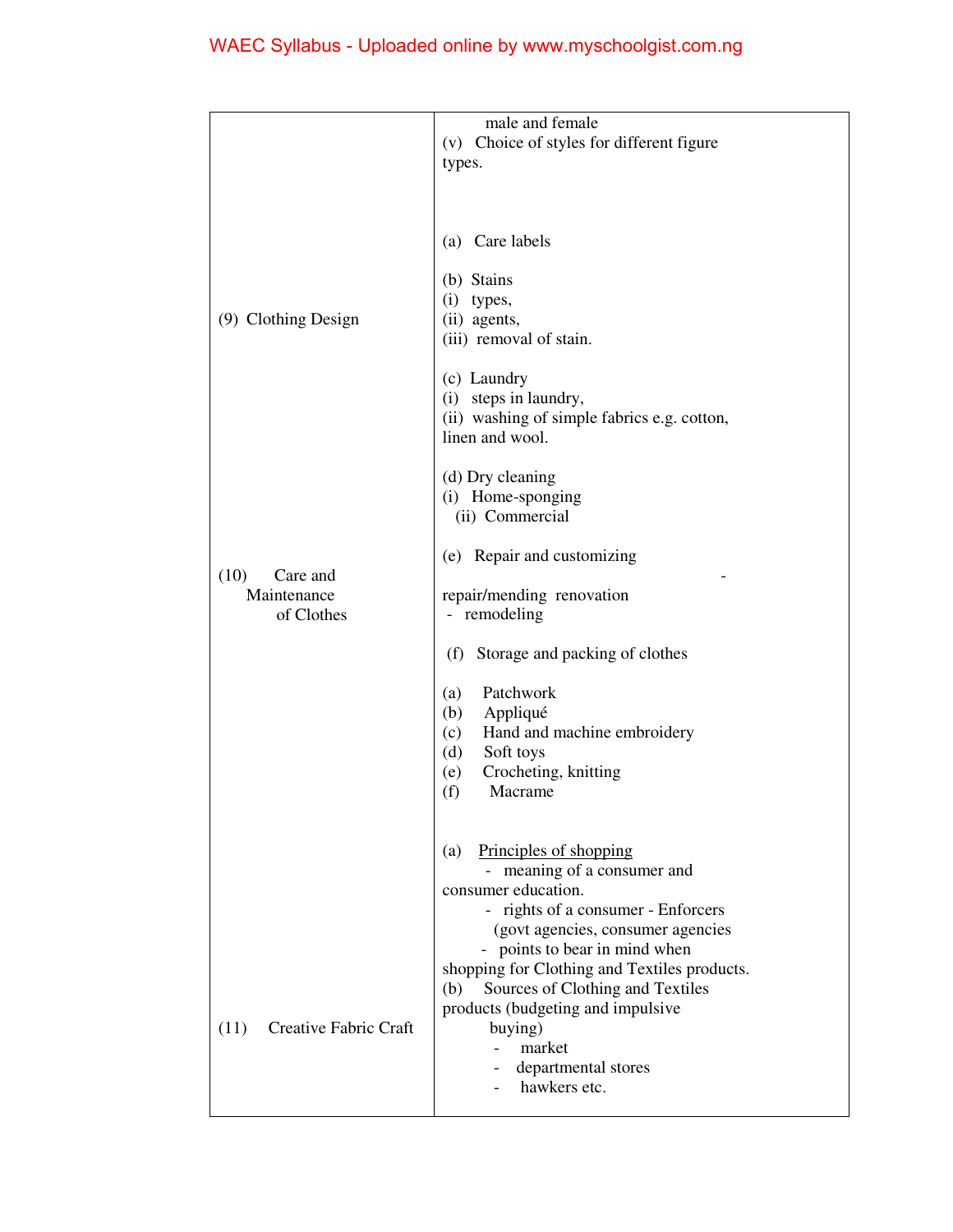| | |
|---|---|
| (9) Clothing Design | male and female<br>(v) Choice of styles for different figure types. |
| (10) Care and Maintenance of Clothes | (a) Care labels<br><br>(b) Stains<br>(i) types,<br>(ii) agents,<br>(iii) removal of stain.<br><br>(c) Laundry<br>(i) steps in laundry,<br>(ii) washing of simple fabrics e.g. cotton, linen and wool.<br><br>(d) Dry cleaning<br>(i) Home-sponging<br>(ii) Commercial<br><br>(e) Repair and customizing<br>- repair/mending renovation<br>- remodeling<br><br>(f) Storage and packing of clothes |
| (11) Creative Fabric Craft | (a) Patchwork<br>(b) Appliqué<br>(c) Hand and machine embroidery<br>(d) Soft toys<br>(e) Crocheting, knitting<br>(f) Macrame<br><br>(a) <u>Principles of shopping</u><br>- meaning of a consumer and consumer education.<br>- rights of a consumer - Enforcers (govt agencies, consumer agencies<br>- points to bear in mind when shopping for Clothing and Textiles products.<br>(b) Sources of Clothing and Textiles products (budgeting and impulsive buying)<br>- market<br>- departmental stores<br>- hawkers etc. |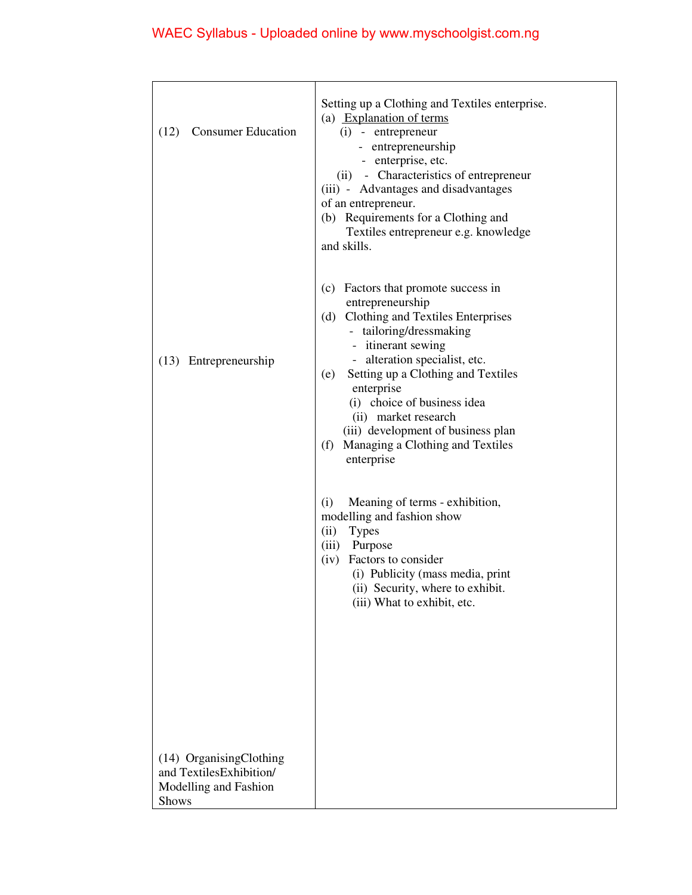| | |
|---|---|
| (12) Consumer Education | Setting up a Clothing and Textiles enterprise.<br>(a) <u>Explanation of terms</u><br>(i) - entrepreneur<br>- entrepreneurship<br>- enterprise, etc.<br>(ii) - Characteristics of entrepreneur<br>(iii) - Advantages and disadvantages of an entrepreneur.<br>(b) Requirements for a Clothing and Textiles entrepreneur e.g. knowledge and skills. |
| (13) Entrepreneurship | (c) Factors that promote success in entrepreneurship<br>(d) Clothing and Textiles Enterprises<br>- tailoring/dressmaking<br>- itinerant sewing<br>- alteration specialist, etc.<br>(e) Setting up a Clothing and Textiles enterprise<br>(i) choice of business idea<br>(ii) market research<br>(iii) development of business plan<br>(f) Managing a Clothing and Textiles enterprise |
| (14) OrganisingClothing and TextilesExhibition/ Modelling and Fashion Shows | (i) Meaning of terms - exhibition, modelling and fashion show<br>(ii) Types<br>(iii) Purpose<br>(iv) Factors to consider<br>(i) Publicity (mass media, print<br>(ii) Security, where to exhibit.<br>(iii) What to exhibit, etc. |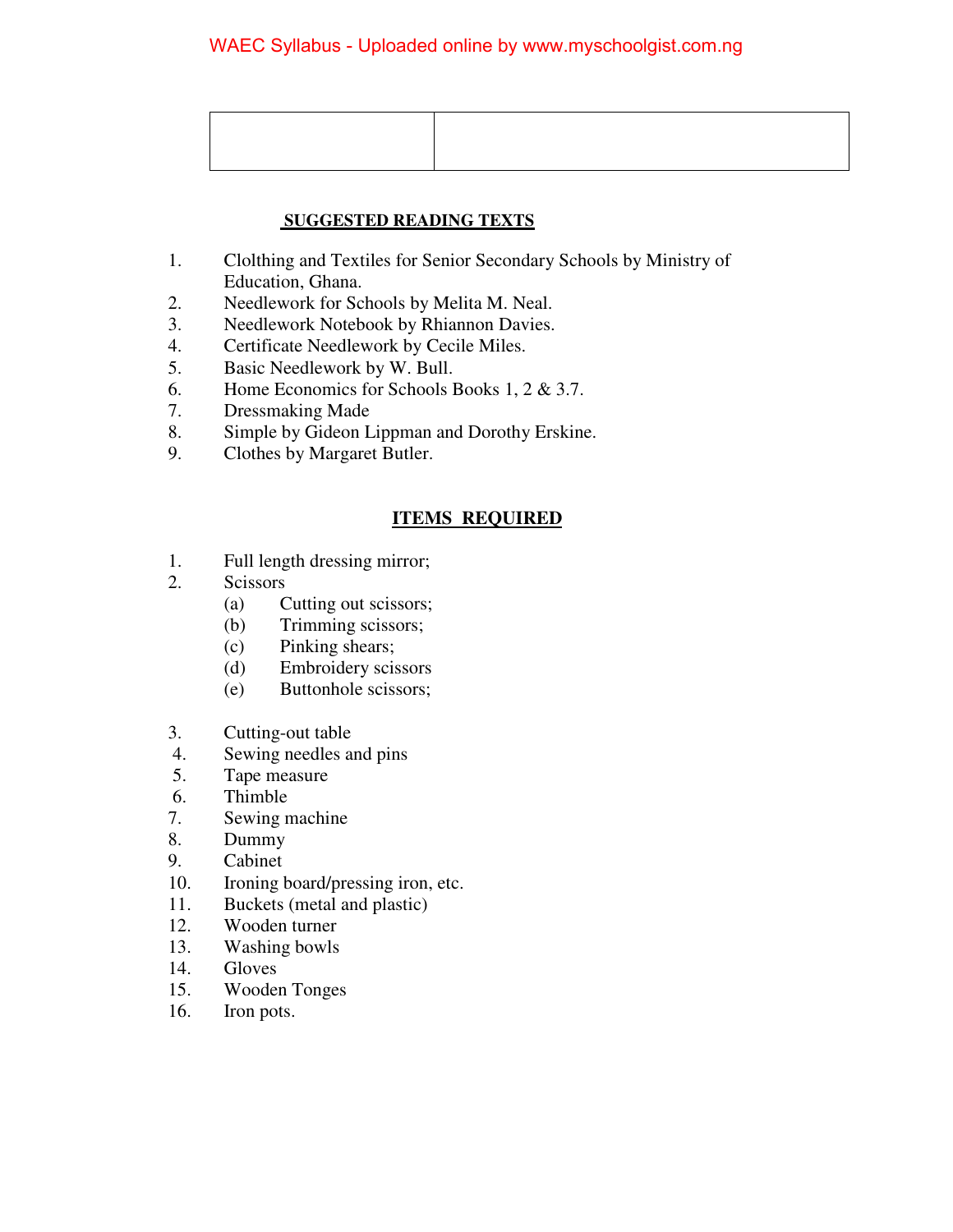| | |
|---|---|
| | |

## SUGGESTED READING TEXTS

1. Clolthing and Textiles for Senior Secondary Schools by Ministry of Education, Ghana.
2. Needlework for Schools by Melita M. Neal.
3. Needlework Notebook by Rhiannon Davies.
4. Certificate Needlework by Cecile Miles.
5. Basic Needlework by W. Bull.
6. Home Economics for Schools Books 1, 2 & 3.7.
7. Dressmaking Made
8. Simple by Gideon Lippman and Dorothy Erskine.
9. Clothes by Margaret Butler.

## ITEMS REQUIRED

1. Full length dressing mirror;
2. Scissors
   (a) Cutting out scissors;
   (b) Trimming scissors;
   (c) Pinking shears;
   (d) Embroidery scissors
   (e) Buttonhole scissors;
3. Cutting-out table
4. Sewing needles and pins
5. Tape measure
6. Thimble
7. Sewing machine
8. Dummy
9. Cabinet
10. Ironing board/pressing iron, etc.
11. Buckets (metal and plastic)
12. Wooden turner
13. Washing bowls
14. Gloves
15. Wooden Tonges
16. Iron pots.